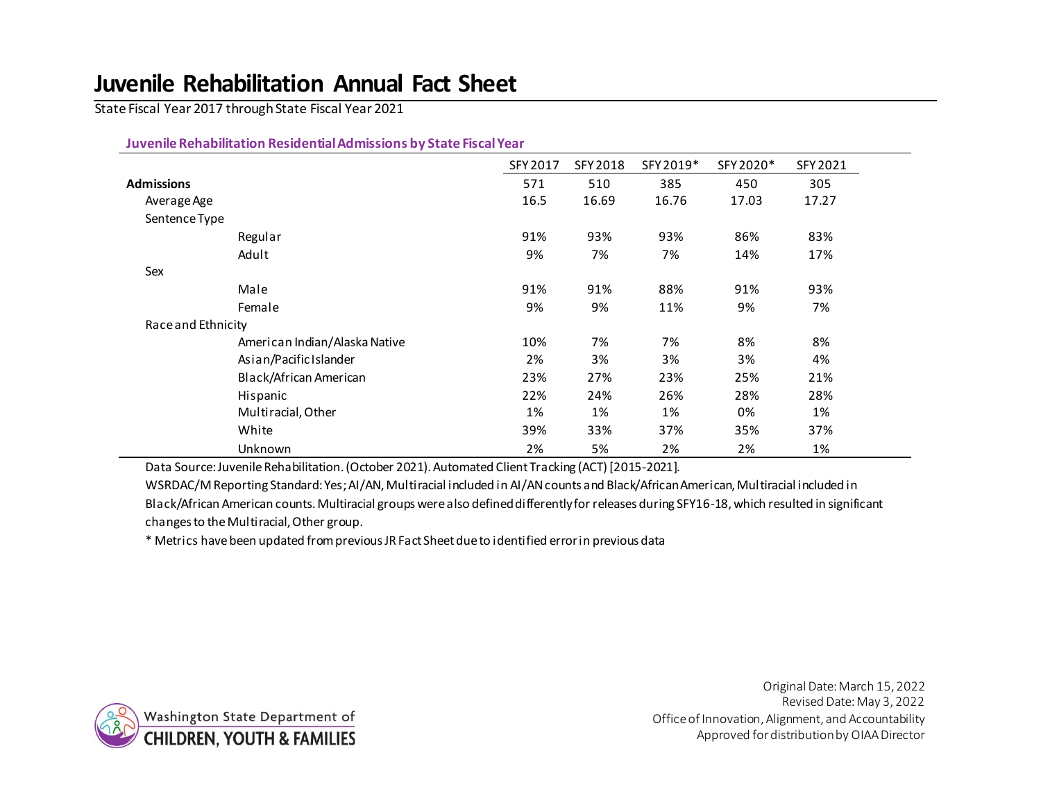# Juvenile Rehabilitation Annual Fact Sheet

State Fiscal Year 2017 through State Fiscal Year 2021

### Juvenile Rehabilitation Residential Admissions by State Fiscal Year

| | | SFY 2017 | SFY 2018 | SFY 2019* | SFY 2020* | SFY 2021 |
|---|---|---|---|---|---|---|
| **Admissions** | | 571 | 510 | 385 | 450 | 305 |
| Average Age | | 16.5 | 16.69 | 16.76 | 17.03 | 17.27 |
| Sentence Type | | | | | | |
| | Regular | 91% | 93% | 93% | 86% | 83% |
| | Adult | 9% | 7% | 7% | 14% | 17% |
| Sex | | | | | | |
| | Male | 91% | 91% | 88% | 91% | 93% |
| | Female | 9% | 9% | 11% | 9% | 7% |
| Race and Ethnicity | | | | | | |
| | American Indian/Alaska Native | 10% | 7% | 7% | 8% | 8% |
| | Asian/Pacific Islander | 2% | 3% | 3% | 3% | 4% |
| | Black/African American | 23% | 27% | 23% | 25% | 21% |
| | Hispanic | 22% | 24% | 26% | 28% | 28% |
| | Multiracial, Other | 1% | 1% | 1% | 0% | 1% |
| | White | 39% | 33% | 37% | 35% | 37% |
| | Unknown | 2% | 5% | 2% | 2% | 1% |

Data Source: Juvenile Rehabilitation. (October 2021). Automated Client Tracking (ACT) [2015-2021].

WSRDAC/M Reporting Standard: Yes; AI/AN, Multiracial included in AI/AN counts and Black/African American, Multiracial included in Black/African American counts. Multiracial groups were also defined differently for releases during SFY16-18, which resulted in significant changes to the Multiracial, Other group.

* Metrics have been updated from previous JR Fact Sheet due to identified error in previous data

Washington State Department of CHILDREN, YOUTH & FAMILIES

Original Date: March 15, 2022
Revised Date: May 3, 2022
Office of Innovation, Alignment, and Accountability
Approved for distribution by OIAA Director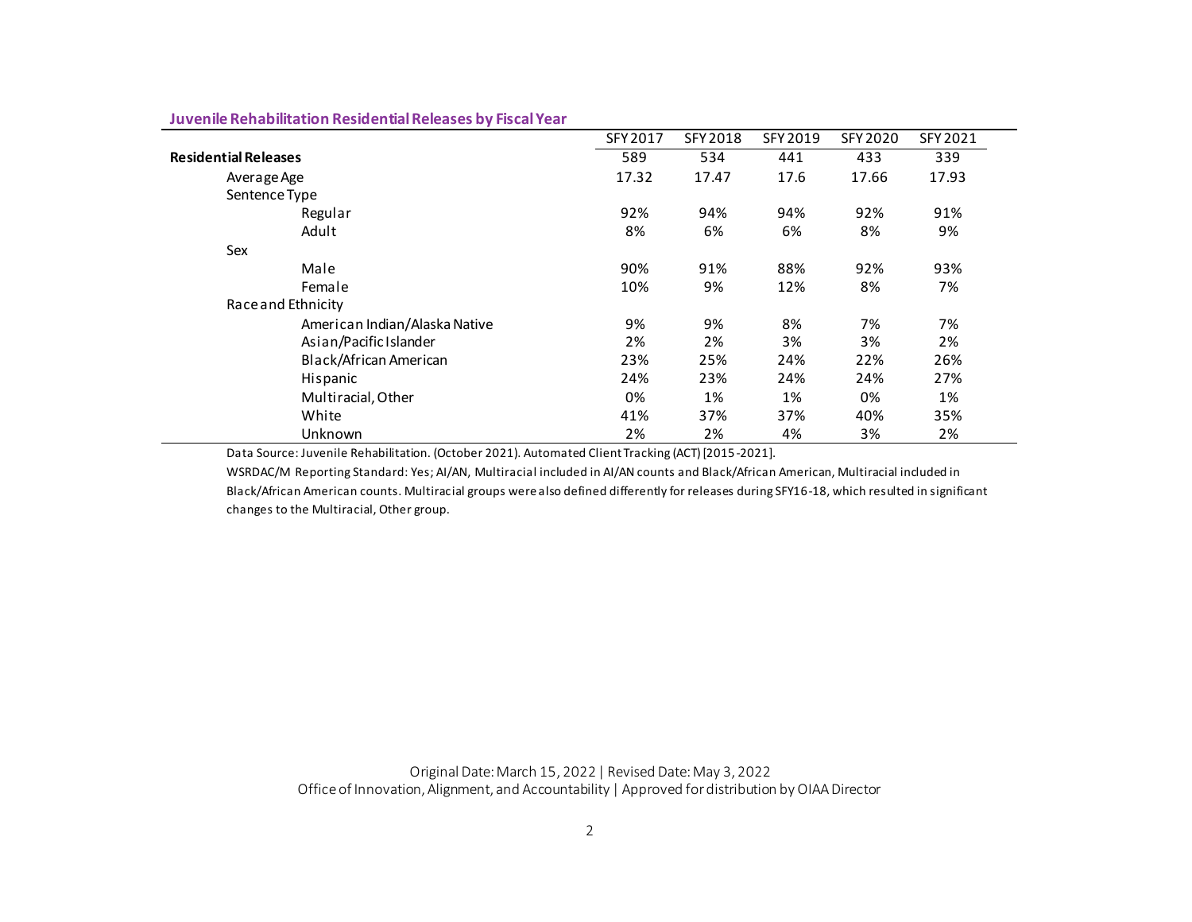**Juvenile Rehabilitation Residential Releases by Fiscal Year**

| | SFY 2017 | SFY 2018 | SFY 2019 | SFY 2020 | SFY 2021 |
|---|---|---|---|---|---|
| **Residential Releases** | 589 | 534 | 441 | 433 | 339 |
| Average Age | 17.32 | 17.47 | 17.6 | 17.66 | 17.93 |
| Sentence Type | | | | | |
| Regular | 92% | 94% | 94% | 92% | 91% |
| Adult | 8% | 6% | 6% | 8% | 9% |
| Sex | | | | | |
| Male | 90% | 91% | 88% | 92% | 93% |
| Female | 10% | 9% | 12% | 8% | 7% |
| Race and Ethnicity | | | | | |
| American Indian/Alaska Native | 9% | 9% | 8% | 7% | 7% |
| Asian/Pacific Islander | 2% | 2% | 3% | 3% | 2% |
| Black/African American | 23% | 25% | 24% | 22% | 26% |
| Hispanic | 24% | 23% | 24% | 24% | 27% |
| Multiracial, Other | 0% | 1% | 1% | 0% | 1% |
| White | 41% | 37% | 37% | 40% | 35% |
| Unknown | 2% | 2% | 4% | 3% | 2% |

Data Source: Juvenile Rehabilitation. (October 2021). Automated Client Tracking (ACT) [2015-2021].

WSRDAC/M Reporting Standard: Yes; AI/AN, Multiracial included in AI/AN counts and Black/African American, Multiracial included in Black/African American counts. Multiracial groups were also defined differently for releases during SFY16-18, which resulted in significant changes to the Multiracial, Other group.

Original Date: March 15, 2022 | Revised Date: May 3, 2022
Office of Innovation, Alignment, and Accountability | Approved for distribution by OIAA Director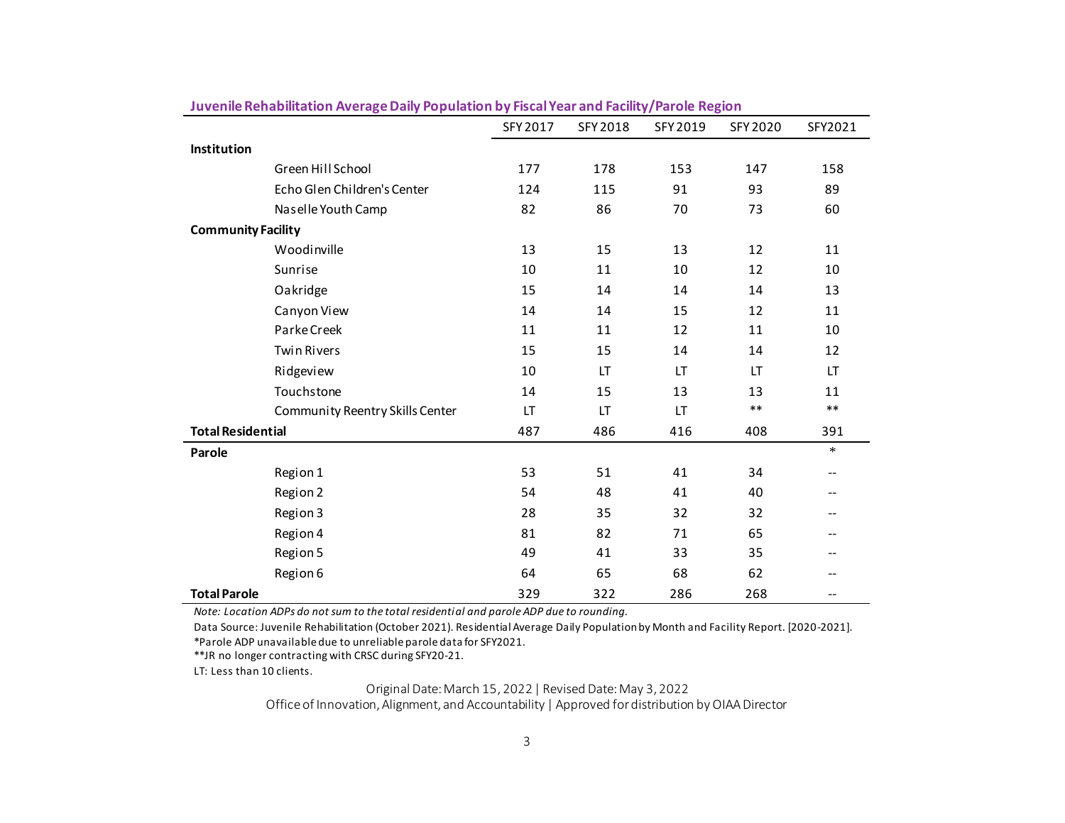**Juvenile Rehabilitation Average Daily Population by Fiscal Year and Facility/Parole Region**

| | SFY 2017 | SFY 2018 | SFY 2019 | SFY 2020 | SFY2021 |
|---|---|---|---|---|---|
| **Institution** | | | | | |
| Green Hill School | 177 | 178 | 153 | 147 | 158 |
| Echo Glen Children's Center | 124 | 115 | 91 | 93 | 89 |
| Naselle Youth Camp | 82 | 86 | 70 | 73 | 60 |
| **Community Facility** | | | | | |
| Woodinville | 13 | 15 | 13 | 12 | 11 |
| Sunrise | 10 | 11 | 10 | 12 | 10 |
| Oakridge | 15 | 14 | 14 | 14 | 13 |
| Canyon View | 14 | 14 | 15 | 12 | 11 |
| Parke Creek | 11 | 11 | 12 | 11 | 10 |
| Twin Rivers | 15 | 15 | 14 | 14 | 12 |
| Ridgeview | 10 | LT | LT | LT | LT |
| Touchstone | 14 | 15 | 13 | 13 | 11 |
| Community Reentry Skills Center | LT | LT | LT | ** | ** |
| **Total Residential** | 487 | 486 | 416 | 408 | 391 |
| **Parole** | | | | | * |
| Region 1 | 53 | 51 | 41 | 34 | -- |
| Region 2 | 54 | 48 | 41 | 40 | -- |
| Region 3 | 28 | 35 | 32 | 32 | -- |
| Region 4 | 81 | 82 | 71 | 65 | -- |
| Region 5 | 49 | 41 | 33 | 35 | -- |
| Region 6 | 64 | 65 | 68 | 62 | -- |
| **Total Parole** | 329 | 322 | 286 | 268 | -- |

*Note: Location ADPs do not sum to the total residential and parole ADP due to rounding.*

Data Source: Juvenile Rehabilitation (October 2021). Residential Average Daily Population by Month and Facility Report. [2020-2021].

*Parole ADP unavailable due to unreliable parole data for SFY2021.

**JR no longer contracting with CRSC during SFY20-21.

LT: Less than 10 clients.

Original Date: March 15, 2022 | Revised Date: May 3, 2022

Office of Innovation, Alignment, and Accountability | Approved for distribution by OIAA Director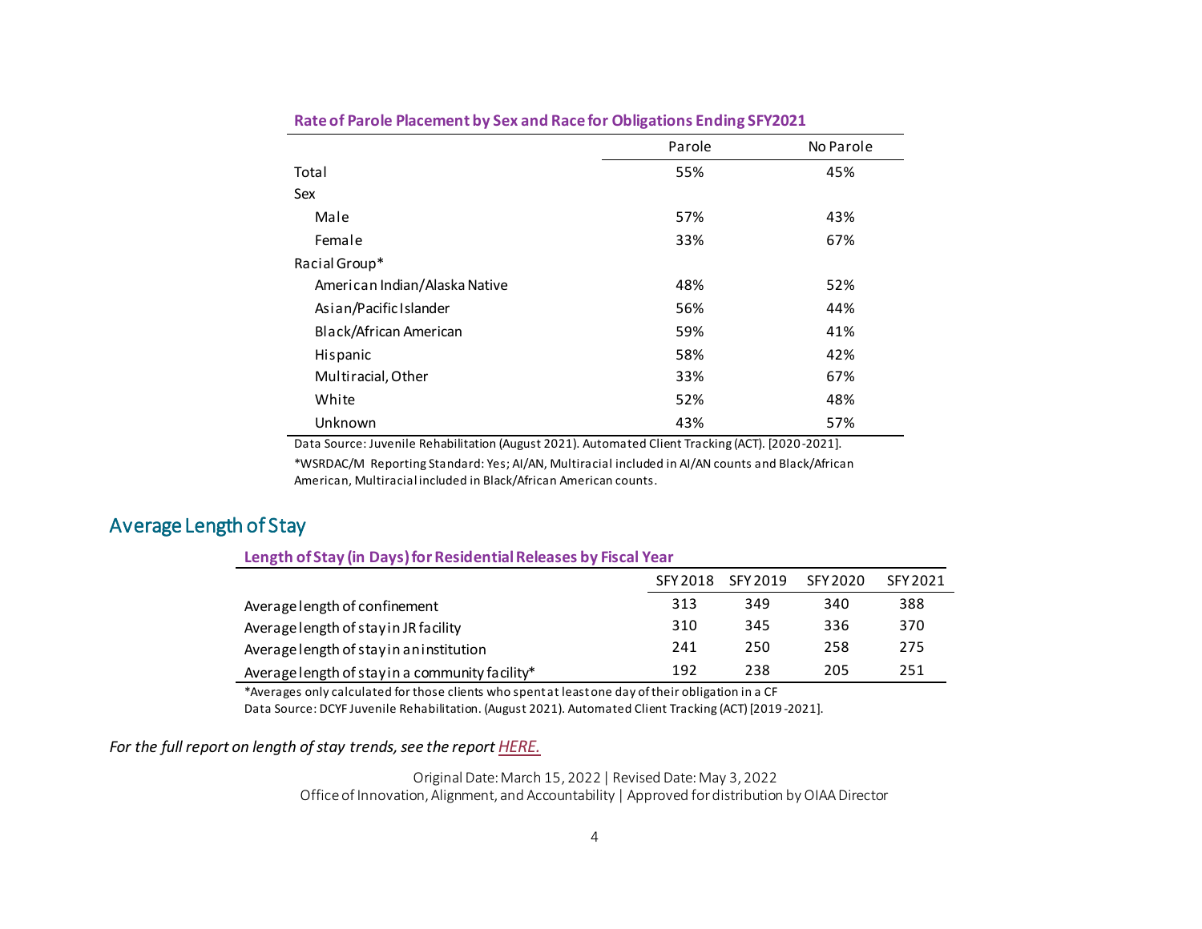**Rate of Parole Placement by Sex and Race for Obligations Ending SFY2021**

| | Parole | No Parole |
|---|---|---|
| Total | 55% | 45% |
| Sex | | |
| Male | 57% | 43% |
| Female | 33% | 67% |
| Racial Group* | | |
| American Indian/Alaska Native | 48% | 52% |
| Asian/Pacific Islander | 56% | 44% |
| Black/African American | 59% | 41% |
| Hispanic | 58% | 42% |
| Multiracial, Other | 33% | 67% |
| White | 52% | 48% |
| Unknown | 43% | 57% |

Data Source: Juvenile Rehabilitation (August 2021). Automated Client Tracking (ACT). [2020-2021].

*WSRDAC/M Reporting Standard: Yes; AI/AN, Multiracial included in AI/AN counts and Black/African American, Multiracial included in Black/African American counts.

## Average Length of Stay

**Length of Stay (in Days) for Residential Releases by Fiscal Year**

| | SFY 2018 | SFY 2019 | SFY 2020 | SFY 2021 |
|---|---|---|---|---|
| Average length of confinement | 313 | 349 | 340 | 388 |
| Average length of stay in JR facility | 310 | 345 | 336 | 370 |
| Average length of stay in an institution | 241 | 250 | 258 | 275 |
| Average length of stay in a community facility* | 192 | 238 | 205 | 251 |

*Averages only calculated for those clients who spent at least one day of their obligation in a CF

Data Source: DCYF Juvenile Rehabilitation. (August 2021). Automated Client Tracking (ACT) [2019-2021].

*For the full report on length of stay trends, see the report HERE.*

Original Date: March 15, 2022 | Revised Date: May 3, 2022

Office of Innovation, Alignment, and Accountability | Approved for distribution by OIAA Director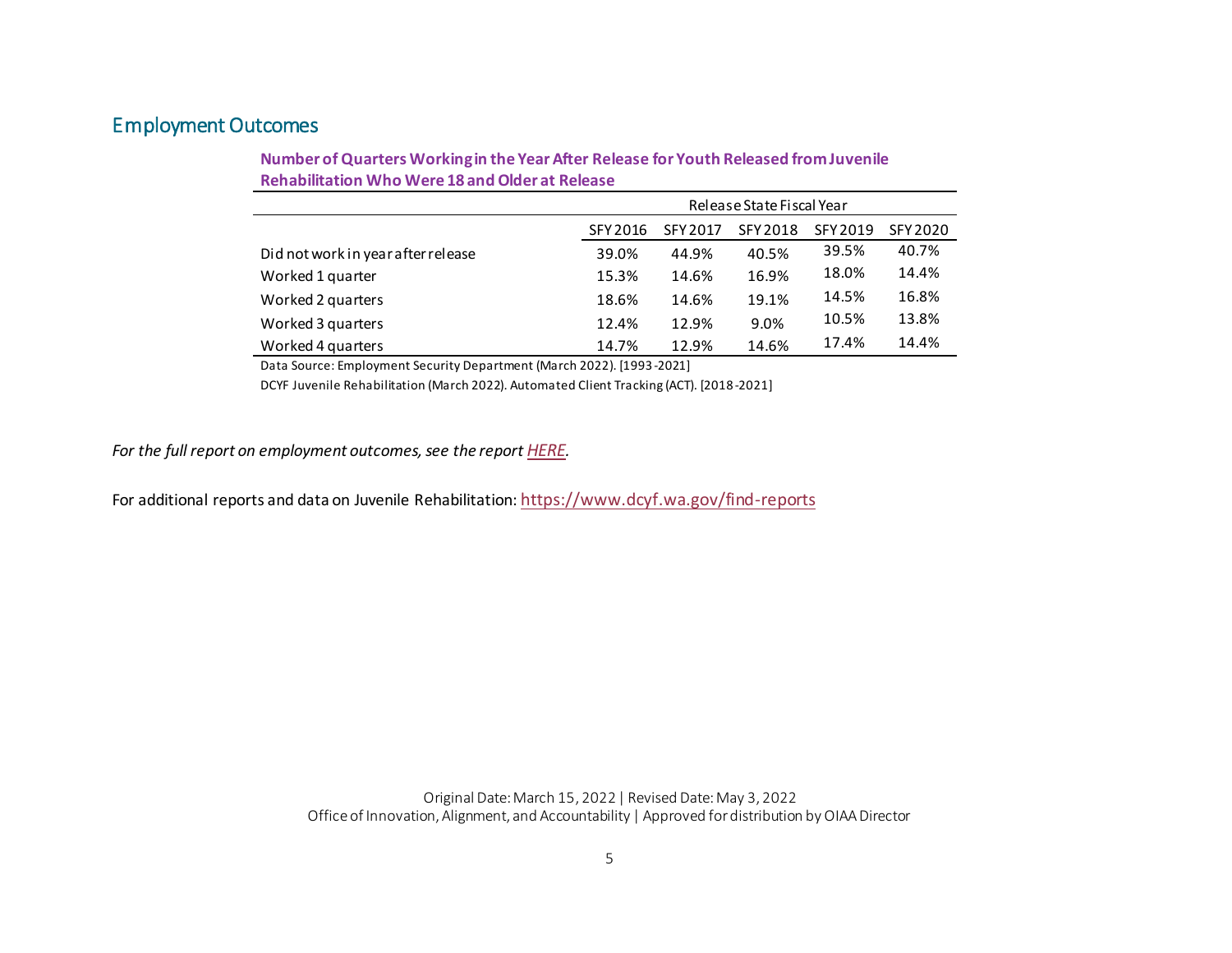## Employment Outcomes

**Number of Quarters Working in the Year After Release for Youth Released from Juvenile Rehabilitation Who Were 18 and Older at Release**

| | Release State Fiscal Year | | | | |
|---|---|---|---|---|---|
| | SFY 2016 | SFY 2017 | SFY 2018 | SFY 2019 | SFY 2020 |
| Did not work in year after release | 39.0% | 44.9% | 40.5% | 39.5% | 40.7% |
| Worked 1 quarter | 15.3% | 14.6% | 16.9% | 18.0% | 14.4% |
| Worked 2 quarters | 18.6% | 14.6% | 19.1% | 14.5% | 16.8% |
| Worked 3 quarters | 12.4% | 12.9% | 9.0% | 10.5% | 13.8% |
| Worked 4 quarters | 14.7% | 12.9% | 14.6% | 17.4% | 14.4% |

Data Source: Employment Security Department (March 2022). [1993-2021]

DCYF Juvenile Rehabilitation (March 2022). Automated Client Tracking (ACT). [2018-2021]

*For the full report on employment outcomes, see the report HERE.*

For additional reports and data on Juvenile Rehabilitation: https://www.dcyf.wa.gov/find-reports

Original Date: March 15, 2022 | Revised Date: May 3, 2022
Office of Innovation, Alignment, and Accountability | Approved for distribution by OIAA Director